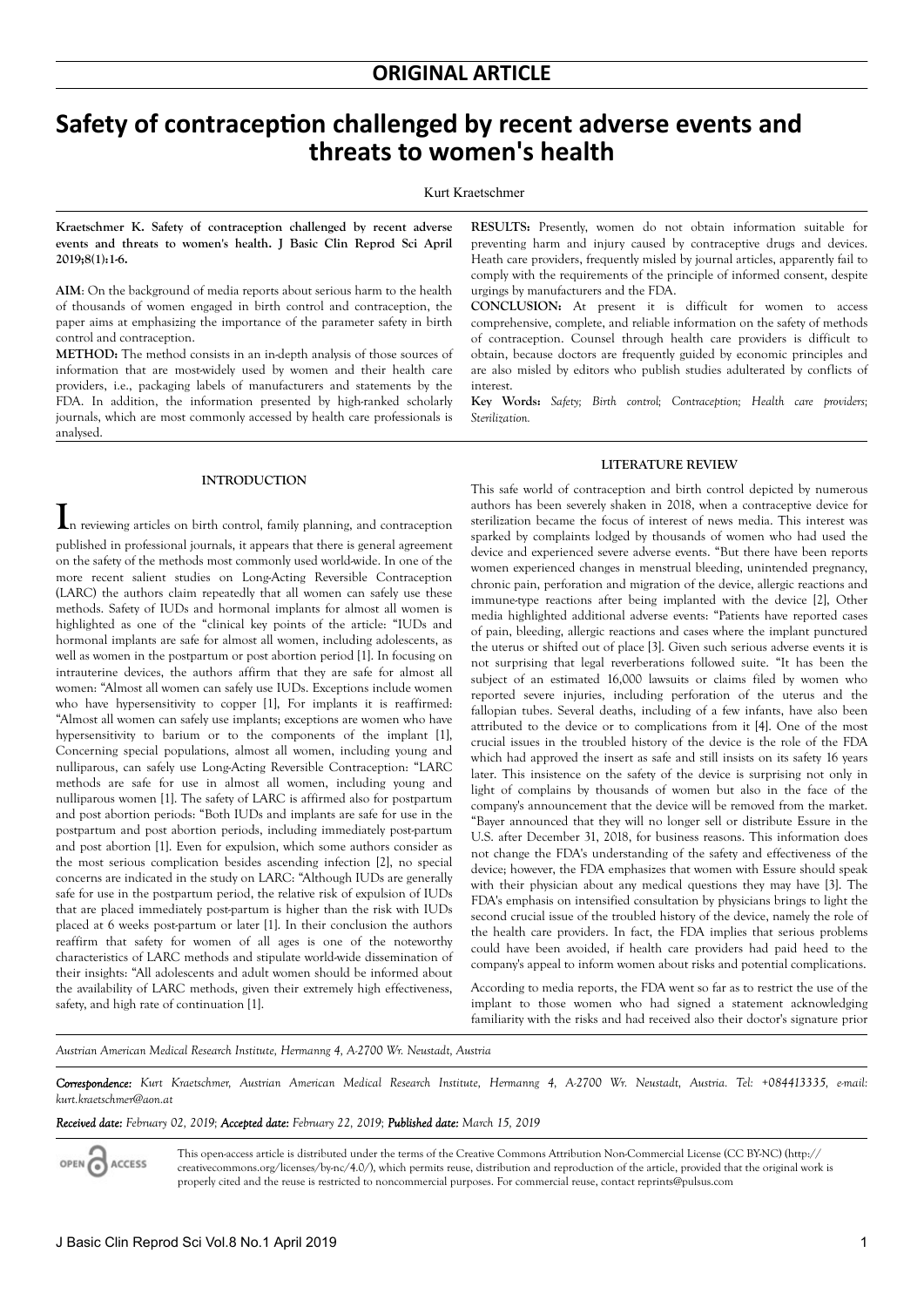## ORIGINAL ARTICLE

# Safety of contraception challenged by recent adverse events and threats to women's health

Kurt Kraetschmer

**Kraetschmer K. Safety of contraception challenged by recent adverse events and threats to women's health. J Basic Clin Reprod Sci April 2019;8(1):1-6.**

**AIM**: On the background of media reports about serious harm to the health of thousands of women engaged in birth control and contraception, the paper aims at emphasizing the importance of the parameter safety in birth control and contraception.

**METHOD:** The method consists in an in-depth analysis of those sources of information that are most-widely used by women and their health care providers, i.e., packaging labels of manufacturers and statements by the FDA. In addition, the information presented by high-ranked scholarly journals, which are most commonly accessed by health care professionals is analysed.

**RESULTS:** Presently, women do not obtain information suitable for preventing harm and injury caused by contraceptive drugs and devices. Heath care providers, frequently misled by journal articles, apparently fail to comply with the requirements of the principle of informed consent, despite urgings by manufacturers and the FDA.

**CONCLUSION:** At present it is difficult for women to access comprehensive, complete, and reliable information on the safety of methods of contraception. Counsel through health care providers is difficult to obtain, because doctors are frequently guided by economic principles and are also misled by editors who publish studies adulterated by conflicts of interest.

**Key Words:** *Safety; Birth control; Contraception; Health care providers; Sterilization.*

### INTRODUCTION

In reviewing articles on birth control, family planning, and contraception published in professional journals, it appears that there is general agreement on the safety of the methods most commonly used world-wide. In one of the more recent salient studies on Long-Acting Reversible Contraception (LARC) the authors claim repeatedly that all women can safely use these methods. Safety of IUDs and hormonal implants for almost all women is highlighted as one of the "clinical key points of the article: "IUDs and hormonal implants are safe for almost all women, including adolescents, as well as women in the postpartum or post abortion period [1]. In focusing on intrauterine devices, the authors affirm that they are safe for almost all women: "Almost all women can safely use IUDs. Exceptions include women who have hypersensitivity to copper [1], For implants it is reaffirmed: "Almost all women can safely use implants; exceptions are women who have hypersensitivity to barium or to the components of the implant [1], Concerning special populations, almost all women, including young and nulliparous, can safely use Long-Acting Reversible Contraception: "LARC methods are safe for use in almost all women, including young and nulliparous women [1]. The safety of LARC is affirmed also for postpartum and post abortion periods: "Both IUDs and implants are safe for use in the postpartum and post abortion periods, including immediately post-partum and post abortion [1]. Even for expulsion, which some authors consider as the most serious complication besides ascending infection [2], no special concerns are indicated in the study on LARC: "Although IUDs are generally safe for use in the postpartum period, the relative risk of expulsion of IUDs that are placed immediately post-partum is higher than the risk with IUDs placed at 6 weeks post-partum or later [1]. In their conclusion the authors reaffirm that safety for women of all ages is one of the noteworthy characteristics of LARC methods and stipulate world-wide dissemination of their insights: "All adolescents and adult women should be informed about the availability of LARC methods, given their extremely high effectiveness, safety, and high rate of continuation [1].

### LITERATURE REVIEW

This safe world of contraception and birth control depicted by numerous authors has been severely shaken in 2018, when a contraceptive device for sterilization became the focus of interest of news media. This interest was sparked by complaints lodged by thousands of women who had used the device and experienced severe adverse events. "But there have been reports women experienced changes in menstrual bleeding, unintended pregnancy, chronic pain, perforation and migration of the device, allergic reactions and immune-type reactions after being implanted with the device [2], Other media highlighted additional adverse events: "Patients have reported cases of pain, bleeding, allergic reactions and cases where the implant punctured the uterus or shifted out of place [3]. Given such serious adverse events it is not surprising that legal reverberations followed suite. "It has been the subject of an estimated 16,000 lawsuits or claims filed by women who reported severe injuries, including perforation of the uterus and the fallopian tubes. Several deaths, including of a few infants, have also been attributed to the device or to complications from it [4]. One of the most crucial issues in the troubled history of the device is the role of the FDA which had approved the insert as safe and still insists on its safety 16 years later. This insistence on the safety of the device is surprising not only in light of complains by thousands of women but also in the face of the company's announcement that the device will be removed from the market. "Bayer announced that they will no longer sell or distribute Essure in the U.S. after December 31, 2018, for business reasons. This information does not change the FDA's understanding of the safety and effectiveness of the device; however, the FDA emphasizes that women with Essure should speak with their physician about any medical questions they may have [3]. The FDA's emphasis on intensified consultation by physicians brings to light the second crucial issue of the troubled history of the device, namely the role of the health care providers. In fact, the FDA implies that serious problems could have been avoided, if health care providers had paid heed to the company's appeal to inform women about risks and potential complications.

According to media reports, the FDA went so far as to restrict the use of the implant to those women who had signed a statement acknowledging familiarity with the risks and had received also their doctor's signature prior

*Austrian American Medical Research Institute, Hermanng 4, A-2700 Wr. Neustadt, Austria*

***Correspondence:*** *Kurt Kraetschmer, Austrian American Medical Research Institute, Hermanng 4, A-2700 Wr. Neustadt, Austria. Tel: +084413335, e-mail: kurt.kraetschmer@aon.at*

***Received date:*** *February 02, 2019;* ***Accepted date:*** *February 22, 2019;* ***Published date:*** *March 15, 2019*

This open-access article is distributed under the terms of the Creative Commons Attribution Non-Commercial License (CC BY-NC) (http://creativecommons.org/licenses/by-nc/4.0/), which permits reuse, distribution and reproduction of the article, provided that the original work is properly cited and the reuse is restricted to noncommercial purposes. For commercial reuse, contact reprints@pulsus.com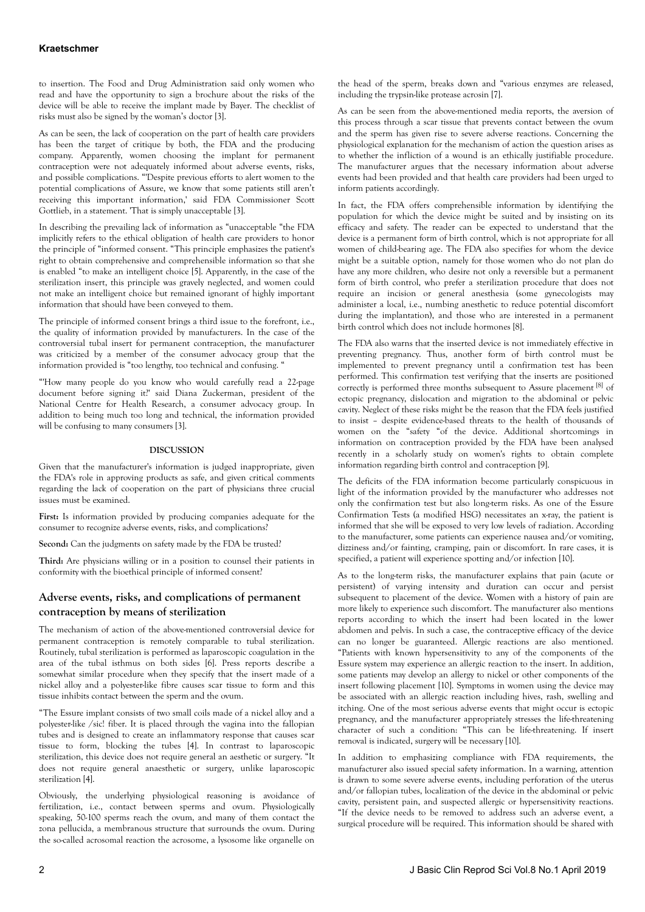to insertion. The Food and Drug Administration said only women who read and have the opportunity to sign a brochure about the risks of the device will be able to receive the implant made by Bayer. The checklist of risks must also be signed by the woman's doctor [3].

As can be seen, the lack of cooperation on the part of health care providers has been the target of critique by both, the FDA and the producing company. Apparently, women choosing the implant for permanent contraception were not adequately informed about adverse events, risks, and possible complications. "'Despite previous efforts to alert women to the potential complications of Assure, we know that some patients still aren't receiving this important information,' said FDA Commissioner Scott Gottlieb, in a statement. 'That is simply unacceptable [3].

In describing the prevailing lack of information as "unacceptable "the FDA implicitly refers to the ethical obligation of health care providers to honor the principle of "informed consent. "This principle emphasizes the patient's right to obtain comprehensive and comprehensible information so that she is enabled "to make an intelligent choice [5]. Apparently, in the case of the sterilization insert, this principle was gravely neglected, and women could not make an intelligent choice but remained ignorant of highly important information that should have been conveyed to them.

The principle of informed consent brings a third issue to the forefront, i.e., the quality of information provided by manufacturers. In the case of the controversial tubal insert for permanent contraception, the manufacturer was criticized by a member of the consumer advocacy group that the information provided is "too lengthy, too technical and confusing. "

"'How many people do you know who would carefully read a 22-page document before signing it?' said Diana Zuckerman, president of the National Centre for Health Research, a consumer advocacy group. In addition to being much too long and technical, the information provided will be confusing to many consumers [3].

## DISCUSSION

Given that the manufacturer's information is judged inappropriate, given the FDA's role in approving products as safe, and given critical comments regarding the lack of cooperation on the part of physicians three crucial issues must be examined.

**First:** Is information provided by producing companies adequate for the consumer to recognize adverse events, risks, and complications?

**Second:** Can the judgments on safety made by the FDA be trusted?

**Third:** Are physicians willing or in a position to counsel their patients in conformity with the bioethical principle of informed consent?

## Adverse events, risks, and complications of permanent contraception by means of sterilization

The mechanism of action of the above-mentioned controversial device for permanent contraception is remotely comparable to tubal sterilization. Routinely, tubal sterilization is performed as laparoscopic coagulation in the area of the tubal isthmus on both sides [6]. Press reports describe a somewhat similar procedure when they specify that the insert made of a nickel alloy and a polyester-like fibre causes scar tissue to form and this tissue inhibits contact between the sperm and the ovum.

"The Essure implant consists of two small coils made of a nickel alloy and a polyester-like /sic! fiber. It is placed through the vagina into the fallopian tubes and is designed to create an inflammatory response that causes scar tissue to form, blocking the tubes [4]. In contrast to laparoscopic sterilization, this device does not require general an aesthetic or surgery. "It does not require general anaesthetic or surgery, unlike laparoscopic sterilization [4].

Obviously, the underlying physiological reasoning is avoidance of fertilization, i.e., contact between sperms and ovum. Physiologically speaking, 50-100 sperms reach the ovum, and many of them contact the zona pellucida, a membranous structure that surrounds the ovum. During the so-called acrosomal reaction the acrosome, a lysosome like organelle on the head of the sperm, breaks down and "various enzymes are released, including the trypsin-like protease acrosin [7].

As can be seen from the above-mentioned media reports, the aversion of this process through a scar tissue that prevents contact between the ovum and the sperm has given rise to severe adverse reactions. Concerning the physiological explanation for the mechanism of action the question arises as to whether the infliction of a wound is an ethically justifiable procedure. The manufacturer argues that the necessary information about adverse events had been provided and that health care providers had been urged to inform patients accordingly.

In fact, the FDA offers comprehensible information by identifying the population for which the device might be suited and by insisting on its efficacy and safety. The reader can be expected to understand that the device is a permanent form of birth control, which is not appropriate for all women of child-bearing age. The FDA also specifies for whom the device might be a suitable option, namely for those women who do not plan do have any more children, who desire not only a reversible but a permanent form of birth control, who prefer a sterilization procedure that does not require an incision or general anesthesia (some gynecologists may administer a local, i.e., numbing anesthetic to reduce potential discomfort during the implantation), and those who are interested in a permanent birth control which does not include hormones [8].

The FDA also warns that the inserted device is not immediately effective in preventing pregnancy. Thus, another form of birth control must be implemented to prevent pregnancy until a confirmation test has been performed. This confirmation test verifying that the inserts are positioned correctly is performed three months subsequent to Assure placement [8] of ectopic pregnancy, dislocation and migration to the abdominal or pelvic cavity. Neglect of these risks might be the reason that the FDA feels justified to insist – despite evidence-based threats to the health of thousands of women on the "safety "of the device. Additional shortcomings in information on contraception provided by the FDA have been analysed recently in a scholarly study on women's rights to obtain complete information regarding birth control and contraception [9].

The deficits of the FDA information become particularly conspicuous in light of the information provided by the manufacturer who addresses not only the confirmation test but also long-term risks. As one of the Essure Confirmation Tests (a modified HSG) necessitates an x-ray, the patient is informed that she will be exposed to very low levels of radiation. According to the manufacturer, some patients can experience nausea and/or vomiting, dizziness and/or fainting, cramping, pain or discomfort. In rare cases, it is specified, a patient will experience spotting and/or infection [10].

As to the long-term risks, the manufacturer explains that pain (acute or persistent) of varying intensity and duration can occur and persist subsequent to placement of the device. Women with a history of pain are more likely to experience such discomfort. The manufacturer also mentions reports according to which the insert had been located in the lower abdomen and pelvis. In such a case, the contraceptive efficacy of the device can no longer be guaranteed. Allergic reactions are also mentioned. "Patients with known hypersensitivity to any of the components of the Essure system may experience an allergic reaction to the insert. In addition, some patients may develop an allergy to nickel or other components of the insert following placement [10]. Symptoms in women using the device may be associated with an allergic reaction including hives, rash, swelling and itching. One of the most serious adverse events that might occur is ectopic pregnancy, and the manufacturer appropriately stresses the life-threatening character of such a condition: "This can be life-threatening. If insert removal is indicated, surgery will be necessary [10].

In addition to emphasizing compliance with FDA requirements, the manufacturer also issued special safety information. In a warning, attention is drawn to some severe adverse events, including perforation of the uterus and/or fallopian tubes, localization of the device in the abdominal or pelvic cavity, persistent pain, and suspected allergic or hypersensitivity reactions. "If the device needs to be removed to address such an adverse event, a surgical procedure will be required. This information should be shared with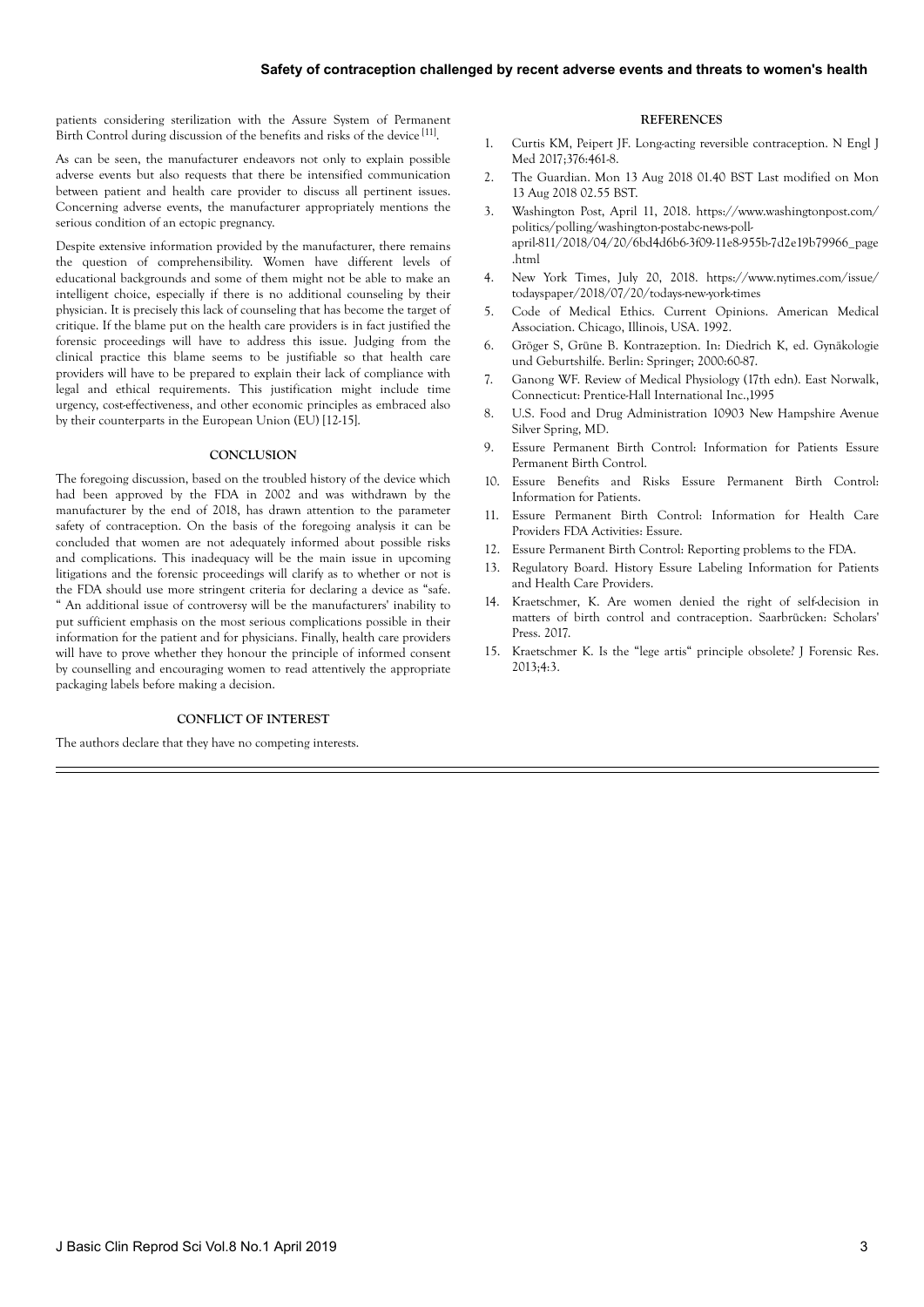patients considering sterilization with the Assure System of Permanent Birth Control during discussion of the benefits and risks of the device [11].

As can be seen, the manufacturer endeavors not only to explain possible adverse events but also requests that there be intensified communication between patient and health care provider to discuss all pertinent issues. Concerning adverse events, the manufacturer appropriately mentions the serious condition of an ectopic pregnancy.

Despite extensive information provided by the manufacturer, there remains the question of comprehensibility. Women have different levels of educational backgrounds and some of them might not be able to make an intelligent choice, especially if there is no additional counseling by their physician. It is precisely this lack of counseling that has become the target of critique. If the blame put on the health care providers is in fact justified the forensic proceedings will have to address this issue. Judging from the clinical practice this blame seems to be justifiable so that health care providers will have to be prepared to explain their lack of compliance with legal and ethical requirements. This justification might include time urgency, cost-effectiveness, and other economic principles as embraced also by their counterparts in the European Union (EU) [12-15].

## CONCLUSION

The foregoing discussion, based on the troubled history of the device which had been approved by the FDA in 2002 and was withdrawn by the manufacturer by the end of 2018, has drawn attention to the parameter safety of contraception. On the basis of the foregoing analysis it can be concluded that women are not adequately informed about possible risks and complications. This inadequacy will be the main issue in upcoming litigations and the forensic proceedings will clarify as to whether or not is the FDA should use more stringent criteria for declaring a device as "safe. " An additional issue of controversy will be the manufacturers' inability to put sufficient emphasis on the most serious complications possible in their information for the patient and for physicians. Finally, health care providers will have to prove whether they honour the principle of informed consent by counselling and encouraging women to read attentively the appropriate packaging labels before making a decision.

## CONFLICT OF INTEREST

The authors declare that they have no competing interests.

## REFERENCES

1. Curtis KM, Peipert JF. Long-acting reversible contraception. N Engl J Med 2017;376:461-8.
2. The Guardian. Mon 13 Aug 2018 01.40 BST Last modified on Mon 13 Aug 2018 02.55 BST.
3. Washington Post, April 11, 2018. https://www.washingtonpost.com/politics/polling/washington-postabc-news-poll-april-811/2018/04/20/6bd4d6b6-3f09-11e8-955b-7d2e19b79966_page.html
4. New York Times, July 20, 2018. https://www.nytimes.com/issue/todayspaper/2018/07/20/todays-new-york-times
5. Code of Medical Ethics. Current Opinions. American Medical Association. Chicago, Illinois, USA. 1992.
6. Gröger S, Grüne B. Kontrazeption. In: Diedrich K, ed. Gynäkologie und Geburtshilfe. Berlin: Springer; 2000:60-87.
7. Ganong WF. Review of Medical Physiology (17th edn). East Norwalk, Connecticut: Prentice-Hall International Inc.,1995
8. U.S. Food and Drug Administration 10903 New Hampshire Avenue Silver Spring, MD.
9. Essure Permanent Birth Control: Information for Patients Essure Permanent Birth Control.
10. Essure Benefits and Risks Essure Permanent Birth Control: Information for Patients.
11. Essure Permanent Birth Control: Information for Health Care Providers FDA Activities: Essure.
12. Essure Permanent Birth Control: Reporting problems to the FDA.
13. Regulatory Board. History Essure Labeling Information for Patients and Health Care Providers.
14. Kraetschmer, K. Are women denied the right of self-decision in matters of birth control and contraception. Saarbrücken: Scholars' Press. 2017.
15. Kraetschmer K. Is the "lege artis" principle obsolete? J Forensic Res. 2013;4:3.